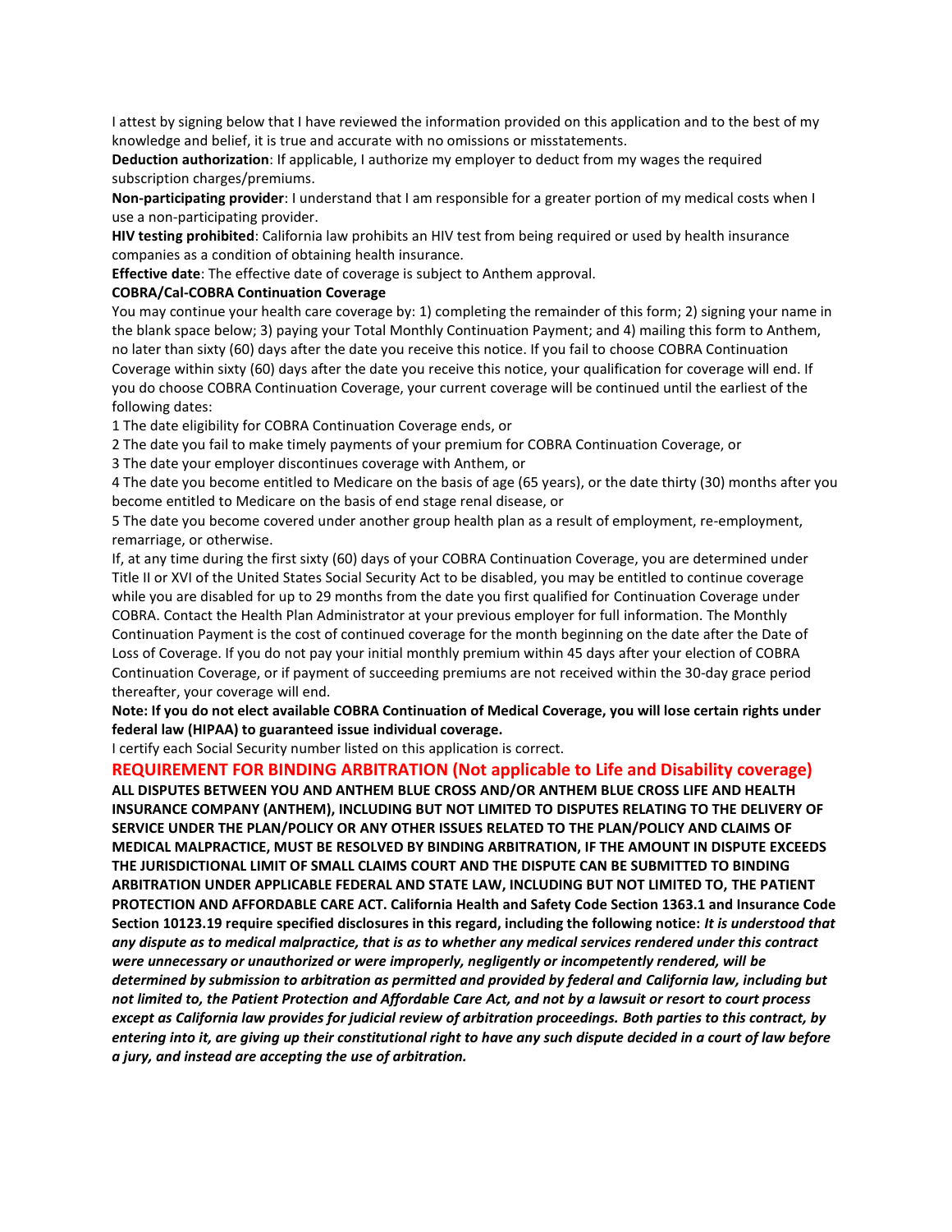I attest by signing below that I have reviewed the information provided on this application and to the best of my knowledge and belief, it is true and accurate with no omissions or misstatements.

**Deduction authorization**: If applicable, I authorize my employer to deduct from my wages the required subscription charges/premiums.

**Non-participating provider**: I understand that I am responsible for a greater portion of my medical costs when I use a non-participating provider.

**HIV testing prohibited**: California law prohibits an HIV test from being required or used by health insurance companies as a condition of obtaining health insurance.

**Effective date**: The effective date of coverage is subject to Anthem approval.

**COBRA/Cal-COBRA Continuation Coverage**

You may continue your health care coverage by: 1) completing the remainder of this form; 2) signing your name in the blank space below; 3) paying your Total Monthly Continuation Payment; and 4) mailing this form to Anthem, no later than sixty (60) days after the date you receive this notice. If you fail to choose COBRA Continuation Coverage within sixty (60) days after the date you receive this notice, your qualification for coverage will end. If you do choose COBRA Continuation Coverage, your current coverage will be continued until the earliest of the following dates:

1 The date eligibility for COBRA Continuation Coverage ends, or

2 The date you fail to make timely payments of your premium for COBRA Continuation Coverage, or

3 The date your employer discontinues coverage with Anthem, or

4 The date you become entitled to Medicare on the basis of age (65 years), or the date thirty (30) months after you become entitled to Medicare on the basis of end stage renal disease, or

5 The date you become covered under another group health plan as a result of employment, re-employment, remarriage, or otherwise.

If, at any time during the first sixty (60) days of your COBRA Continuation Coverage, you are determined under Title II or XVI of the United States Social Security Act to be disabled, you may be entitled to continue coverage while you are disabled for up to 29 months from the date you first qualified for Continuation Coverage under COBRA. Contact the Health Plan Administrator at your previous employer for full information. The Monthly Continuation Payment is the cost of continued coverage for the month beginning on the date after the Date of Loss of Coverage. If you do not pay your initial monthly premium within 45 days after your election of COBRA Continuation Coverage, or if payment of succeeding premiums are not received within the 30-day grace period thereafter, your coverage will end.

**Note: If you do not elect available COBRA Continuation of Medical Coverage, you will lose certain rights under federal law (HIPAA) to guaranteed issue individual coverage.**

I certify each Social Security number listed on this application is correct.

## REQUIREMENT FOR BINDING ARBITRATION (Not applicable to Life and Disability coverage)

**ALL DISPUTES BETWEEN YOU AND ANTHEM BLUE CROSS AND/OR ANTHEM BLUE CROSS LIFE AND HEALTH INSURANCE COMPANY (ANTHEM), INCLUDING BUT NOT LIMITED TO DISPUTES RELATING TO THE DELIVERY OF SERVICE UNDER THE PLAN/POLICY OR ANY OTHER ISSUES RELATED TO THE PLAN/POLICY AND CLAIMS OF MEDICAL MALPRACTICE, MUST BE RESOLVED BY BINDING ARBITRATION, IF THE AMOUNT IN DISPUTE EXCEEDS THE JURISDICTIONAL LIMIT OF SMALL CLAIMS COURT AND THE DISPUTE CAN BE SUBMITTED TO BINDING ARBITRATION UNDER APPLICABLE FEDERAL AND STATE LAW, INCLUDING BUT NOT LIMITED TO, THE PATIENT PROTECTION AND AFFORDABLE CARE ACT. California Health and Safety Code Section 1363.1 and Insurance Code Section 10123.19 require specified disclosures in this regard, including the following notice:** ***It is understood that any dispute as to medical malpractice, that is as to whether any medical services rendered under this contract were unnecessary or unauthorized or were improperly, negligently or incompetently rendered, will be determined by submission to arbitration as permitted and provided by federal and California law, including but not limited to, the Patient Protection and Affordable Care Act, and not by a lawsuit or resort to court process except as California law provides for judicial review of arbitration proceedings. Both parties to this contract, by entering into it, are giving up their constitutional right to have any such dispute decided in a court of law before a jury, and instead are accepting the use of arbitration.***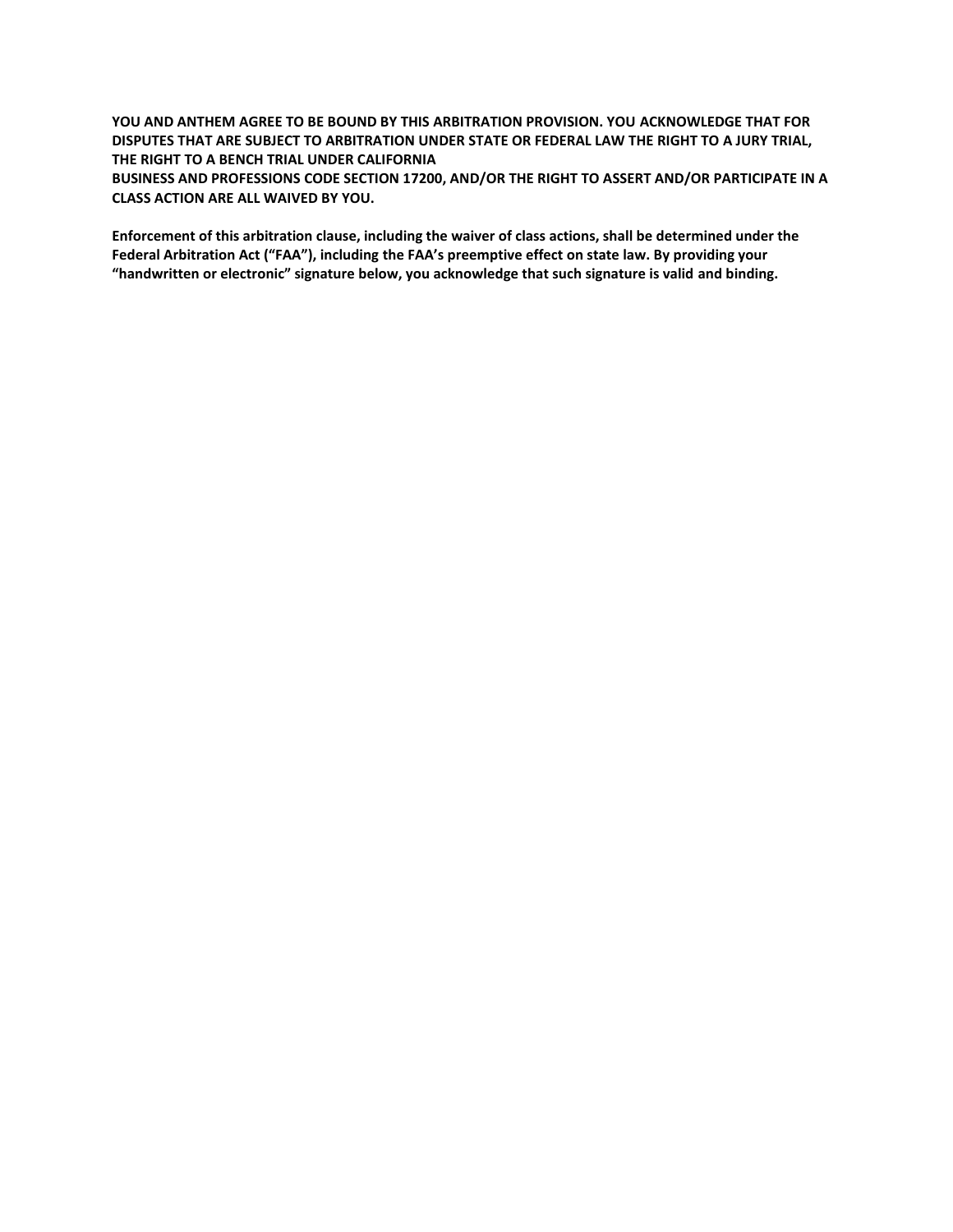**YOU AND ANTHEM AGREE TO BE BOUND BY THIS ARBITRATION PROVISION. YOU ACKNOWLEDGE THAT FOR DISPUTES THAT ARE SUBJECT TO ARBITRATION UNDER STATE OR FEDERAL LAW THE RIGHT TO A JURY TRIAL, THE RIGHT TO A BENCH TRIAL UNDER CALIFORNIA BUSINESS AND PROFESSIONS CODE SECTION 17200, AND/OR THE RIGHT TO ASSERT AND/OR PARTICIPATE IN A CLASS ACTION ARE ALL WAIVED BY YOU.**

**Enforcement of this arbitration clause, including the waiver of class actions, shall be determined under the Federal Arbitration Act ("FAA"), including the FAA's preemptive effect on state law. By providing your "handwritten or electronic" signature below, you acknowledge that such signature is valid and binding.**